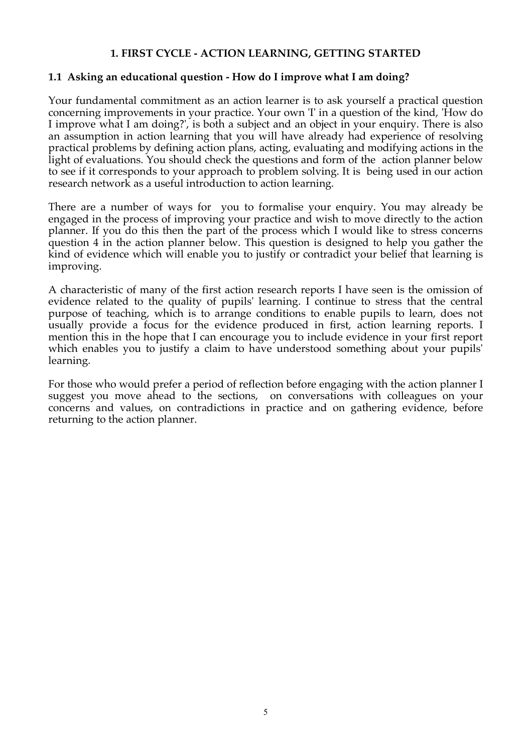## 1. FIRST CYCLE - ACTION LEARNING, GETTING STARTED

### 1.1 Asking an educational question - How do I improve what I am doing?

Your fundamental commitment as an action learner is to ask yourself a practical question concerning improvements in your practice. Your own 'I' in a question of the kind, 'How do I improve what I am doing?', is both a subject and an object in your enquiry. There is also an assumption in action learning that you will have already had experience of resolving practical problems by defining action plans, acting, evaluating and modifying actions in the light of evaluations. You should check the questions and form of the action planner below to see if it corresponds to your approach to problem solving. It is being used in our action research network as a useful introduction to action learning.

There are a number of ways for you to formalise your enquiry. You may already be engaged in the process of improving your practice and wish to move directly to the action planner. If you do this then the part of the process which I would like to stress concerns question 4 in the action planner below. This question is designed to help you gather the kind of evidence which will enable you to justify or contradict your belief that learning is improving.

A characteristic of many of the first action research reports I have seen is the omission of evidence related to the quality of pupils' learning. I continue to stress that the central purpose of teaching, which is to arrange conditions to enable pupils to learn, does not usually provide a focus for the evidence produced in first, action learning reports. I mention this in the hope that I can encourage you to include evidence in your first report which enables you to justify a claim to have understood something about your pupils' learning.

For those who would prefer a period of reflection before engaging with the action planner I suggest you move ahead to the sections, on conversations with colleagues on your concerns and values, on contradictions in practice and on gathering evidence, before returning to the action planner.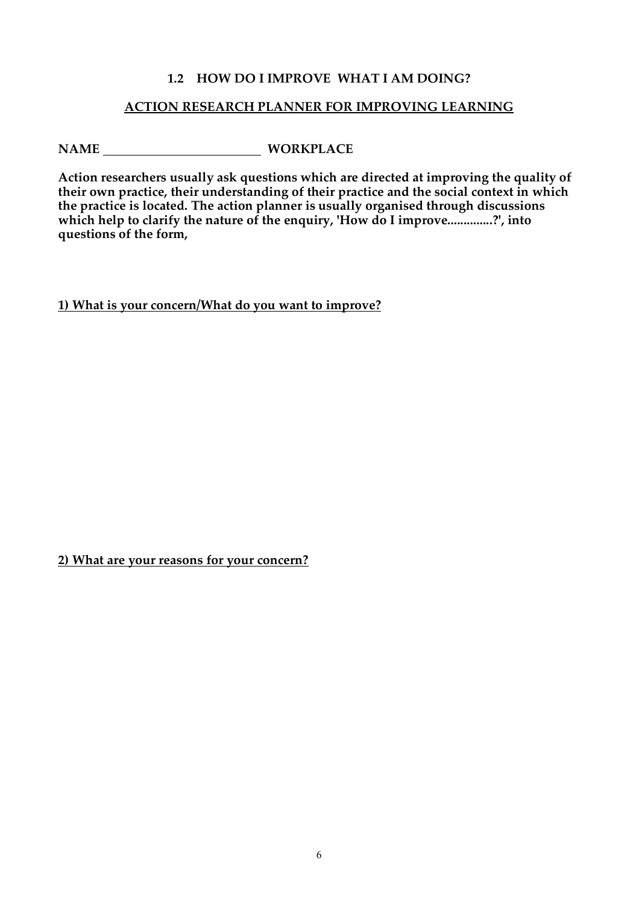### 1.2 HOW DO I IMPROVE WHAT I AM DOING?

**ACTION RESEARCH PLANNER FOR IMPROVING LEARNING**

**NAME** ________________________ **WORKPLACE**

**Action researchers usually ask questions which are directed at improving the quality of their own practice, their understanding of their practice and the social context in which the practice is located. The action planner is usually organised through discussions which help to clarify the nature of the enquiry, 'How do I improve..............?', into questions of the form,**

**1) What is your concern/What do you want to improve?**

**2) What are your reasons for your concern?**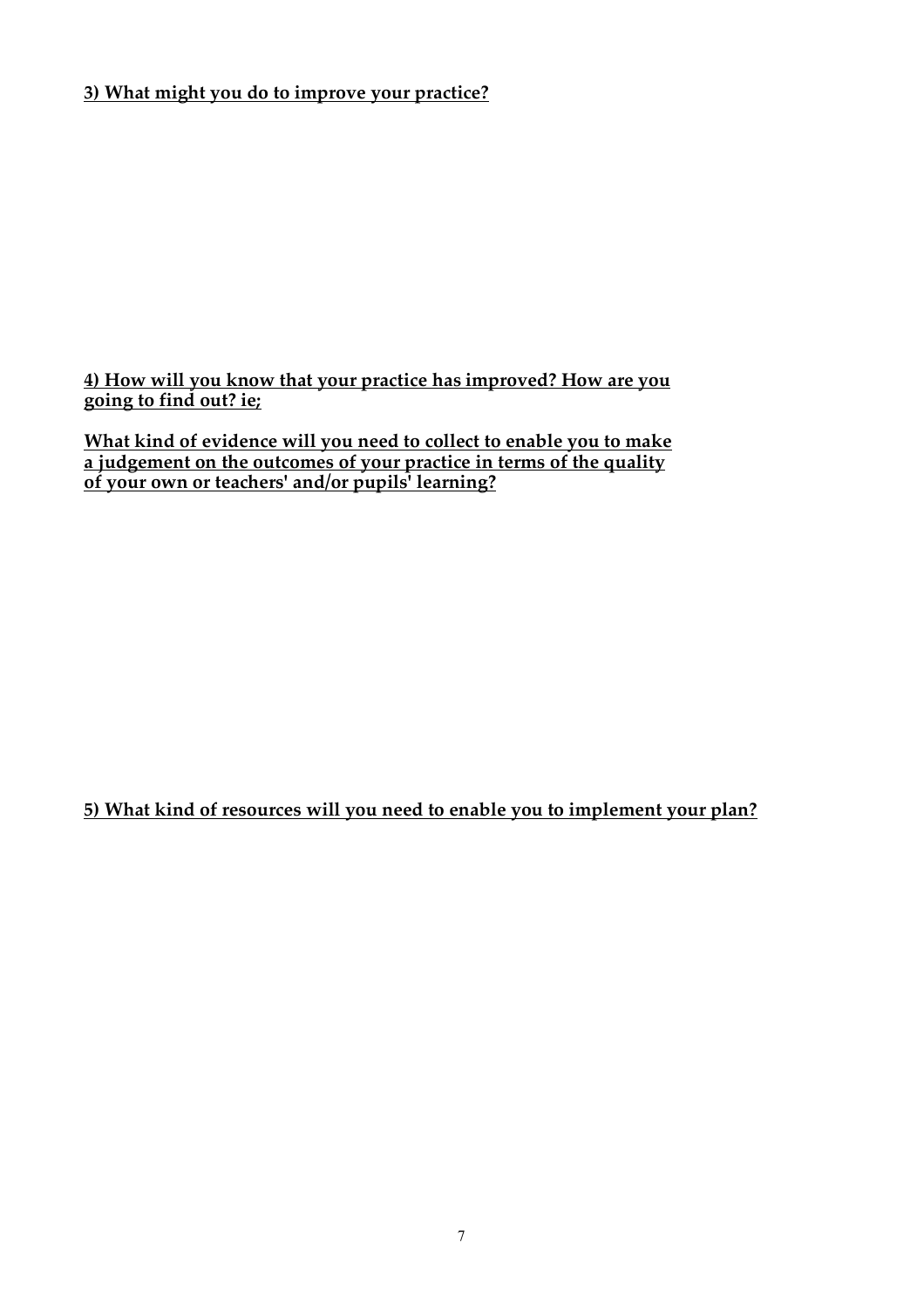**3) What might you do to improve your practice?**

**4) How will you know that your practice has improved? How are you going to find out? ie;**

**What kind of evidence will you need to collect to enable you to make a judgement on the outcomes of your practice in terms of the quality of your own or teachers' and/or pupils' learning?**

**5) What kind of resources will you need to enable you to implement your plan?**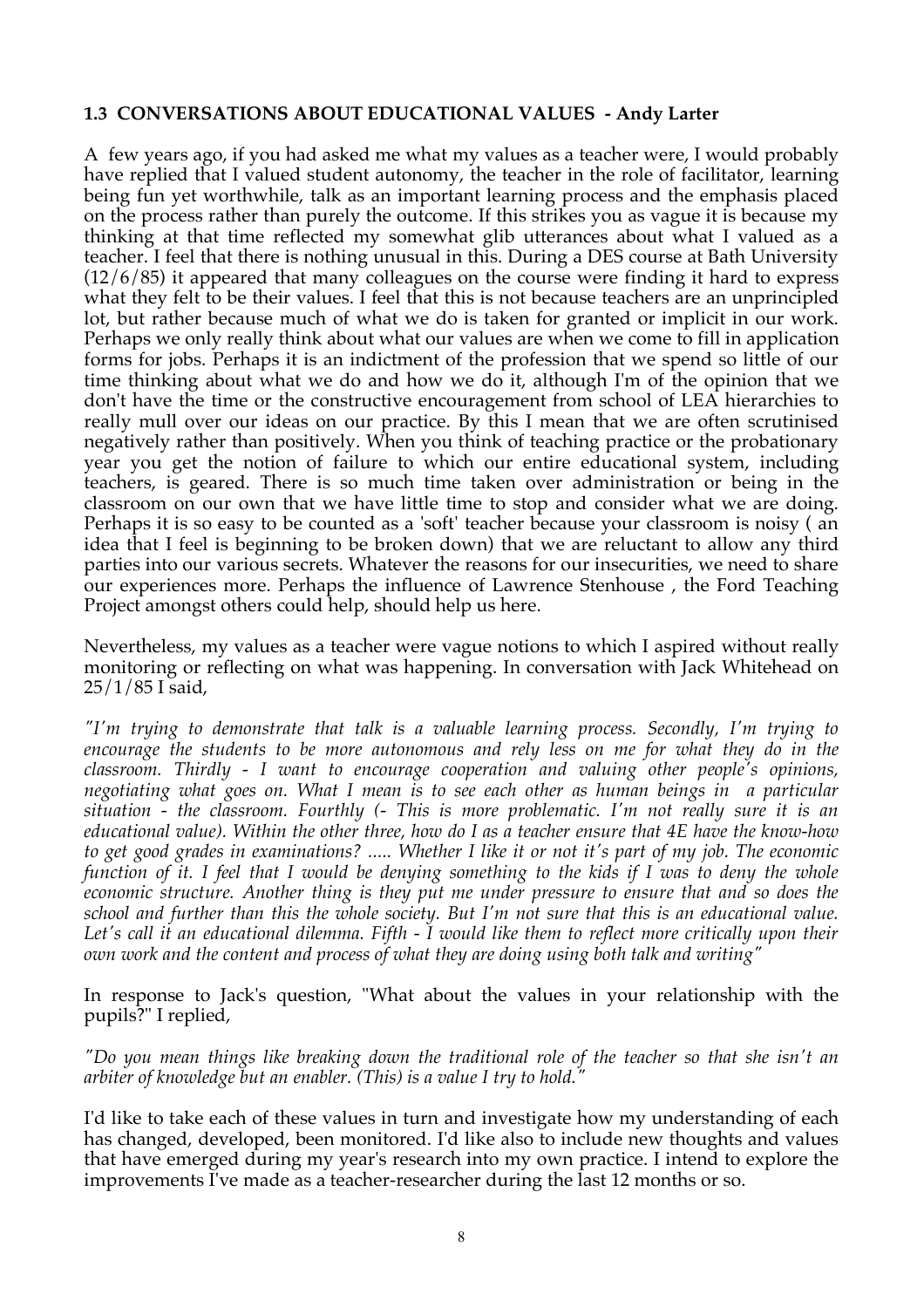### 1.3 CONVERSATIONS ABOUT EDUCATIONAL VALUES - Andy Larter

A few years ago, if you had asked me what my values as a teacher were, I would probably have replied that I valued student autonomy, the teacher in the role of facilitator, learning being fun yet worthwhile, talk as an important learning process and the emphasis placed on the process rather than purely the outcome. If this strikes you as vague it is because my thinking at that time reflected my somewhat glib utterances about what I valued as a teacher. I feel that there is nothing unusual in this. During a DES course at Bath University (12/6/85) it appeared that many colleagues on the course were finding it hard to express what they felt to be their values. I feel that this is not because teachers are an unprincipled lot, but rather because much of what we do is taken for granted or implicit in our work. Perhaps we only really think about what our values are when we come to fill in application forms for jobs. Perhaps it is an indictment of the profession that we spend so little of our time thinking about what we do and how we do it, although I'm of the opinion that we don't have the time or the constructive encouragement from school of LEA hierarchies to really mull over our ideas on our practice. By this I mean that we are often scrutinised negatively rather than positively. When you think of teaching practice or the probationary year you get the notion of failure to which our entire educational system, including teachers, is geared. There is so much time taken over administration or being in the classroom on our own that we have little time to stop and consider what we are doing. Perhaps it is so easy to be counted as a 'soft' teacher because your classroom is noisy ( an idea that I feel is beginning to be broken down) that we are reluctant to allow any third parties into our various secrets. Whatever the reasons for our insecurities, we need to share our experiences more. Perhaps the influence of Lawrence Stenhouse , the Ford Teaching Project amongst others could help, should help us here.

Nevertheless, my values as a teacher were vague notions to which I aspired without really monitoring or reflecting on what was happening. In conversation with Jack Whitehead on 25/1/85 I said,

*"I'm trying to demonstrate that talk is a valuable learning process. Secondly, I'm trying to encourage the students to be more autonomous and rely less on me for what they do in the classroom. Thirdly - I want to encourage cooperation and valuing other people's opinions, negotiating what goes on. What I mean is to see each other as human beings in a particular situation - the classroom. Fourthly (- This is more problematic. I'm not really sure it is an educational value). Within the other three, how do I as a teacher ensure that 4E have the know-how to get good grades in examinations? ..... Whether I like it or not it's part of my job. The economic function of it. I feel that I would be denying something to the kids if I was to deny the whole economic structure. Another thing is they put me under pressure to ensure that and so does the school and further than this the whole society. But I'm not sure that this is an educational value. Let's call it an educational dilemma. Fifth - I would like them to reflect more critically upon their own work and the content and process of what they are doing using both talk and writing"*

In response to Jack's question, "What about the values in your relationship with the pupils?" I replied,

*"Do you mean things like breaking down the traditional role of the teacher so that she isn't an arbiter of knowledge but an enabler. (This) is a value I try to hold."*

I'd like to take each of these values in turn and investigate how my understanding of each has changed, developed, been monitored. I'd like also to include new thoughts and values that have emerged during my year's research into my own practice. I intend to explore the improvements I've made as a teacher-researcher during the last 12 months or so.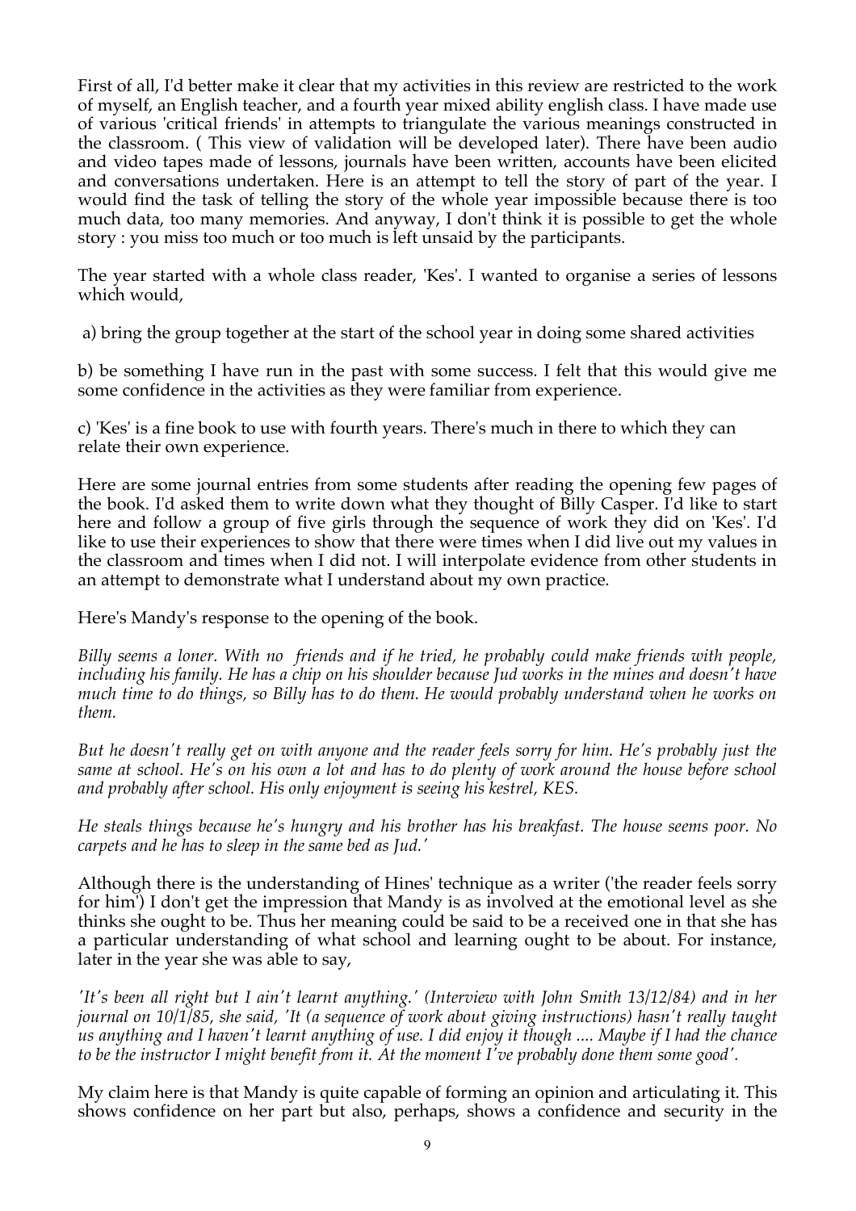First of all, I'd better make it clear that my activities in this review are restricted to the work of myself, an English teacher, and a fourth year mixed ability english class. I have made use of various 'critical friends' in attempts to triangulate the various meanings constructed in the classroom. ( This view of validation will be developed later). There have been audio and video tapes made of lessons, journals have been written, accounts have been elicited and conversations undertaken. Here is an attempt to tell the story of part of the year. I would find the task of telling the story of the whole year impossible because there is too much data, too many memories. And anyway, I don't think it is possible to get the whole story : you miss too much or too much is left unsaid by the participants.

The year started with a whole class reader, 'Kes'. I wanted to organise a series of lessons which would,

a) bring the group together at the start of the school year in doing some shared activities

b) be something I have run in the past with some success. I felt that this would give me some confidence in the activities as they were familiar from experience.

c) 'Kes' is a fine book to use with fourth years. There's much in there to which they can relate their own experience.

Here are some journal entries from some students after reading the opening few pages of the book. I'd asked them to write down what they thought of Billy Casper. I'd like to start here and follow a group of five girls through the sequence of work they did on 'Kes'. I'd like to use their experiences to show that there were times when I did live out my values in the classroom and times when I did not. I will interpolate evidence from other students in an attempt to demonstrate what I understand about my own practice.

Here's Mandy's response to the opening of the book.

*Billy seems a loner. With no friends and if he tried, he probably could make friends with people, including his family. He has a chip on his shoulder because Jud works in the mines and doesn't have much time to do things, so Billy has to do them. He would probably understand when he works on them.*

*But he doesn't really get on with anyone and the reader feels sorry for him. He's probably just the same at school. He's on his own a lot and has to do plenty of work around the house before school and probably after school. His only enjoyment is seeing his kestrel, KES.*

*He steals things because he's hungry and his brother has his breakfast. The house seems poor. No carpets and he has to sleep in the same bed as Jud.'*

Although there is the understanding of Hines' technique as a writer ('the reader feels sorry for him') I don't get the impression that Mandy is as involved at the emotional level as she thinks she ought to be. Thus her meaning could be said to be a received one in that she has a particular understanding of what school and learning ought to be about. For instance, later in the year she was able to say,

*'It's been all right but I ain't learnt anything.' (Interview with John Smith 13/12/84) and in her journal on 10/1/85, she said, 'It (a sequence of work about giving instructions) hasn't really taught us anything and I haven't learnt anything of use. I did enjoy it though .... Maybe if I had the chance to be the instructor I might benefit from it. At the moment I've probably done them some good'.*

My claim here is that Mandy is quite capable of forming an opinion and articulating it. This shows confidence on her part but also, perhaps, shows a confidence and security in the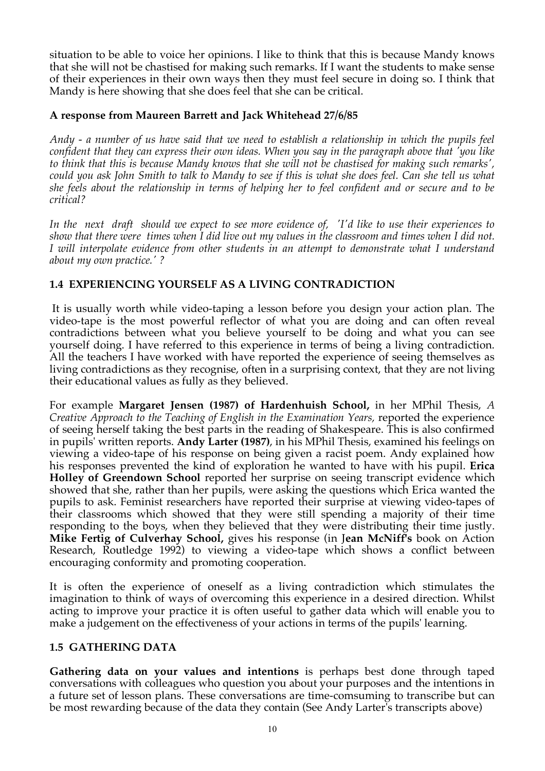situation to be able to voice her opinions. I like to think that this is because Mandy knows that she will not be chastised for making such remarks. If I want the students to make sense of their experiences in their own ways then they must feel secure in doing so. I think that Mandy is here showing that she does feel that she can be critical.

**A response from Maureen Barrett and Jack Whitehead 27/6/85**

*Andy - a number of us have said that we need to establish a relationship in which the pupils feel confident that they can express their own ideas. When you say in the paragraph above that 'you like to think that this is because Mandy knows that she will not be chastised for making such remarks', could you ask John Smith to talk to Mandy to see if this is what she does feel. Can she tell us what she feels about the relationship in terms of helping her to feel confident and or secure and to be critical?*

*In the next draft should we expect to see more evidence of, 'I'd like to use their experiences to show that there were times when I did live out my values in the classroom and times when I did not. I will interpolate evidence from other students in an attempt to demonstrate what I understand about my own practice.' ?*

## 1.4 EXPERIENCING YOURSELF AS A LIVING CONTRADICTION

It is usually worth while video-taping a lesson before you design your action plan. The video-tape is the most powerful reflector of what you are doing and can often reveal contradictions between what you believe yourself to be doing and what you can see yourself doing. I have referred to this experience in terms of being a living contradiction. All the teachers I have worked with have reported the experience of seeing themselves as living contradictions as they recognise, often in a surprising context, that they are not living their educational values as fully as they believed.

For example **Margaret Jensen (1987) of Hardenhuish School,** in her MPhil Thesis, *A Creative Approach to the Teaching of English in the Examination Years,* reported the experience of seeing herself taking the best parts in the reading of Shakespeare. This is also confirmed in pupils' written reports. **Andy Larter (1987)**, in his MPhil Thesis, examined his feelings on viewing a video-tape of his response on being given a racist poem. Andy explained how his responses prevented the kind of exploration he wanted to have with his pupil. **Erica Holley of Greendown School** reported her surprise on seeing transcript evidence which showed that she, rather than her pupils, were asking the questions which Erica wanted the pupils to ask. Feminist researchers have reported their surprise at viewing video-tapes of their classrooms which showed that they were still spending a majority of their time responding to the boys, when they believed that they were distributing their time justly. **Mike Fertig of Culverhay School,** gives his response (in **Jean McNiff's** book on Action Research, Routledge 1992) to viewing a video-tape which shows a conflict between encouraging conformity and promoting cooperation.

It is often the experience of oneself as a living contradiction which stimulates the imagination to think of ways of overcoming this experience in a desired direction. Whilst acting to improve your practice it is often useful to gather data which will enable you to make a judgement on the effectiveness of your actions in terms of the pupils' learning.

## 1.5 GATHERING DATA

**Gathering data on your values and intentions** is perhaps best done through taped conversations with colleagues who question you about your purposes and the intentions in a future set of lesson plans. These conversations are time-comsuming to transcribe but can be most rewarding because of the data they contain (See Andy Larter's transcripts above)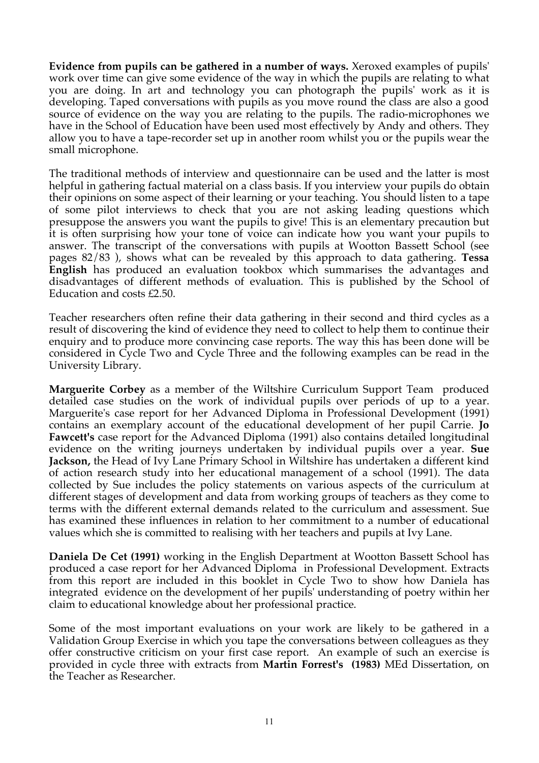**Evidence from pupils can be gathered in a number of ways.** Xeroxed examples of pupils' work over time can give some evidence of the way in which the pupils are relating to what you are doing. In art and technology you can photograph the pupils' work as it is developing. Taped conversations with pupils as you move round the class are also a good source of evidence on the way you are relating to the pupils. The radio-microphones we have in the School of Education have been used most effectively by Andy and others. They allow you to have a tape-recorder set up in another room whilst you or the pupils wear the small microphone.

The traditional methods of interview and questionnaire can be used and the latter is most helpful in gathering factual material on a class basis. If you interview your pupils do obtain their opinions on some aspect of their learning or your teaching. You should listen to a tape of some pilot interviews to check that you are not asking leading questions which presuppose the answers you want the pupils to give! This is an elementary precaution but it is often surprising how your tone of voice can indicate how you want your pupils to answer. The transcript of the conversations with pupils at Wootton Bassett School (see pages 82/83 ), shows what can be revealed by this approach to data gathering. **Tessa English** has produced an evaluation tookbox which summarises the advantages and disadvantages of different methods of evaluation. This is published by the School of Education and costs £2.50.

Teacher researchers often refine their data gathering in their second and third cycles as a result of discovering the kind of evidence they need to collect to help them to continue their enquiry and to produce more convincing case reports. The way this has been done will be considered in Cycle Two and Cycle Three and the following examples can be read in the University Library.

**Marguerite Corbey** as a member of the Wiltshire Curriculum Support Team produced detailed case studies on the work of individual pupils over periods of up to a year. Marguerite's case report for her Advanced Diploma in Professional Development (1991) contains an exemplary account of the educational development of her pupil Carrie. **Jo Fawcett's** case report for the Advanced Diploma (1991) also contains detailed longitudinal evidence on the writing journeys undertaken by individual pupils over a year. **Sue Jackson,** the Head of Ivy Lane Primary School in Wiltshire has undertaken a different kind of action research study into her educational management of a school (1991). The data collected by Sue includes the policy statements on various aspects of the curriculum at different stages of development and data from working groups of teachers as they come to terms with the different external demands related to the curriculum and assessment. Sue has examined these influences in relation to her commitment to a number of educational values which she is committed to realising with her teachers and pupils at Ivy Lane.

**Daniela De Cet (1991)** working in the English Department at Wootton Bassett School has produced a case report for her Advanced Diploma in Professional Development. Extracts from this report are included in this booklet in Cycle Two to show how Daniela has integrated evidence on the development of her pupils' understanding of poetry within her claim to educational knowledge about her professional practice.

Some of the most important evaluations on your work are likely to be gathered in a Validation Group Exercise in which you tape the conversations between colleagues as they offer constructive criticism on your first case report. An example of such an exercise is provided in cycle three with extracts from **Martin Forrest's (1983)** MEd Dissertation, on the Teacher as Researcher.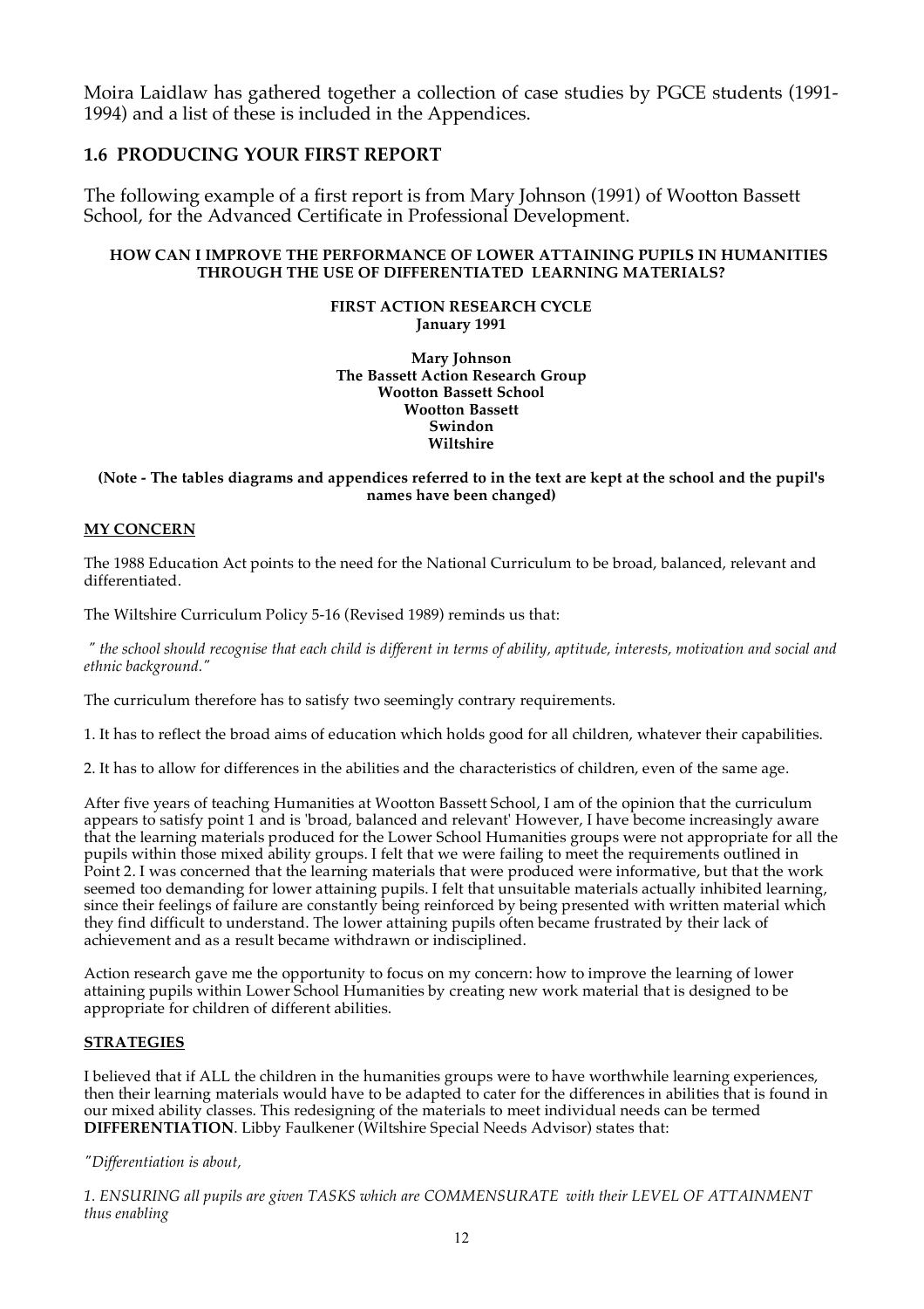Moira Laidlaw has gathered together a collection of case studies by PGCE students (1991-1994) and a list of these is included in the Appendices.

## 1.6 PRODUCING YOUR FIRST REPORT

The following example of a first report is from Mary Johnson (1991) of Wootton Bassett School, for the Advanced Certificate in Professional Development.

**HOW CAN I IMPROVE THE PERFORMANCE OF LOWER ATTAINING PUPILS IN HUMANITIES THROUGH THE USE OF DIFFERENTIATED LEARNING MATERIALS?**

**FIRST ACTION RESEARCH CYCLE**
**January 1991**

**Mary Johnson**
**The Bassett Action Research Group**
**Wootton Bassett School**
**Wootton Bassett**
**Swindon**
**Wiltshire**

**(Note - The tables diagrams and appendices referred to in the text are kept at the school and the pupil's names have been changed)**

**MY CONCERN**

The 1988 Education Act points to the need for the National Curriculum to be broad, balanced, relevant and differentiated.

The Wiltshire Curriculum Policy 5-16 (Revised 1989) reminds us that:

*" the school should recognise that each child is different in terms of ability, aptitude, interests, motivation and social and ethnic background."*

The curriculum therefore has to satisfy two seemingly contrary requirements.

1. It has to reflect the broad aims of education which holds good for all children, whatever their capabilities.

2. It has to allow for differences in the abilities and the characteristics of children, even of the same age.

After five years of teaching Humanities at Wootton Bassett School, I am of the opinion that the curriculum appears to satisfy point 1 and is 'broad, balanced and relevant' However, I have become increasingly aware that the learning materials produced for the Lower School Humanities groups were not appropriate for all the pupils within those mixed ability groups. I felt that we were failing to meet the requirements outlined in Point 2. I was concerned that the learning materials that were produced were informative, but that the work seemed too demanding for lower attaining pupils. I felt that unsuitable materials actually inhibited learning, since their feelings of failure are constantly being reinforced by being presented with written material which they find difficult to understand. The lower attaining pupils often became frustrated by their lack of achievement and as a result became withdrawn or indisciplined.

Action research gave me the opportunity to focus on my concern: how to improve the learning of lower attaining pupils within Lower School Humanities by creating new work material that is designed to be appropriate for children of different abilities.

**STRATEGIES**

I believed that if ALL the children in the humanities groups were to have worthwhile learning experiences, then their learning materials would have to be adapted to cater for the differences in abilities that is found in our mixed ability classes. This redesigning of the materials to meet individual needs can be termed **DIFFERENTIATION**. Libby Faulkener (Wiltshire Special Needs Advisor) states that:

*"Differentiation is about,*

*1. ENSURING all pupils are given TASKS which are COMMENSURATE with their LEVEL OF ATTAINMENT thus enabling*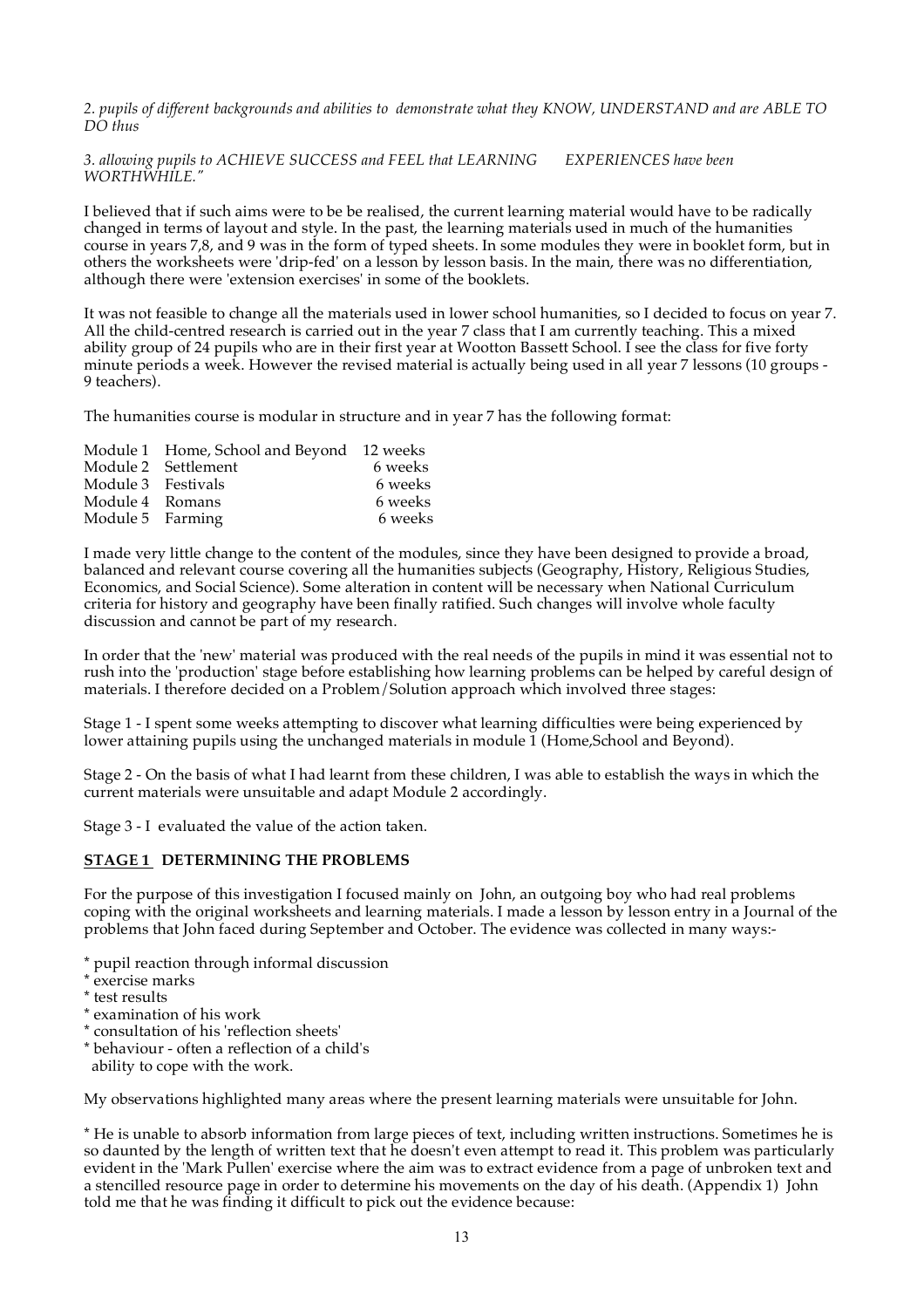*2. pupils of different backgrounds and abilities to demonstrate what they KNOW, UNDERSTAND and are ABLE TO DO thus*

*3. allowing pupils to ACHIEVE SUCCESS and FEEL that LEARNING EXPERIENCES have been WORTHWHILE."*

I believed that if such aims were to be be realised, the current learning material would have to be radically changed in terms of layout and style. In the past, the learning materials used in much of the humanities course in years 7,8, and 9 was in the form of typed sheets. In some modules they were in booklet form, but in others the worksheets were 'drip-fed' on a lesson by lesson basis. In the main, there was no differentiation, although there were 'extension exercises' in some of the booklets.

It was not feasible to change all the materials used in lower school humanities, so I decided to focus on year 7. All the child-centred research is carried out in the year 7 class that I am currently teaching. This a mixed ability group of 24 pupils who are in their first year at Wootton Bassett School. I see the class for five forty minute periods a week. However the revised material is actually being used in all year 7 lessons (10 groups - 9 teachers).

The humanities course is modular in structure and in year 7 has the following format:

| | | |
|---|---|---|
| Module 1 | Home, School and Beyond | 12 weeks |
| Module 2 | Settlement | 6 weeks |
| Module 3 | Festivals | 6 weeks |
| Module 4 | Romans | 6 weeks |
| Module 5 | Farming | 6 weeks |

I made very little change to the content of the modules, since they have been designed to provide a broad, balanced and relevant course covering all the humanities subjects (Geography, History, Religious Studies, Economics, and Social Science). Some alteration in content will be necessary when National Curriculum criteria for history and geography have been finally ratified. Such changes will involve whole faculty discussion and cannot be part of my research.

In order that the 'new' material was produced with the real needs of the pupils in mind it was essential not to rush into the 'production' stage before establishing how learning problems can be helped by careful design of materials. I therefore decided on a Problem/Solution approach which involved three stages:

Stage 1 - I spent some weeks attempting to discover what learning difficulties were being experienced by lower attaining pupils using the unchanged materials in module 1 (Home,School and Beyond).

Stage 2 - On the basis of what I had learnt from these children, I was able to establish the ways in which the current materials were unsuitable and adapt Module 2 accordingly.

Stage 3 - I evaluated the value of the action taken.

## <u>STAGE 1</u> DETERMINING THE PROBLEMS

For the purpose of this investigation I focused mainly on John, an outgoing boy who had real problems coping with the original worksheets and learning materials. I made a lesson by lesson entry in a Journal of the problems that John faced during September and October. The evidence was collected in many ways:-

* pupil reaction through informal discussion
* exercise marks
* test results
* examination of his work
* consultation of his 'reflection sheets'
* behaviour - often a reflection of a child's ability to cope with the work.

My observations highlighted many areas where the present learning materials were unsuitable for John.

* He is unable to absorb information from large pieces of text, including written instructions. Sometimes he is so daunted by the length of written text that he doesn't even attempt to read it. This problem was particularly evident in the 'Mark Pullen' exercise where the aim was to extract evidence from a page of unbroken text and a stencilled resource page in order to determine his movements on the day of his death. (Appendix 1) John told me that he was finding it difficult to pick out the evidence because: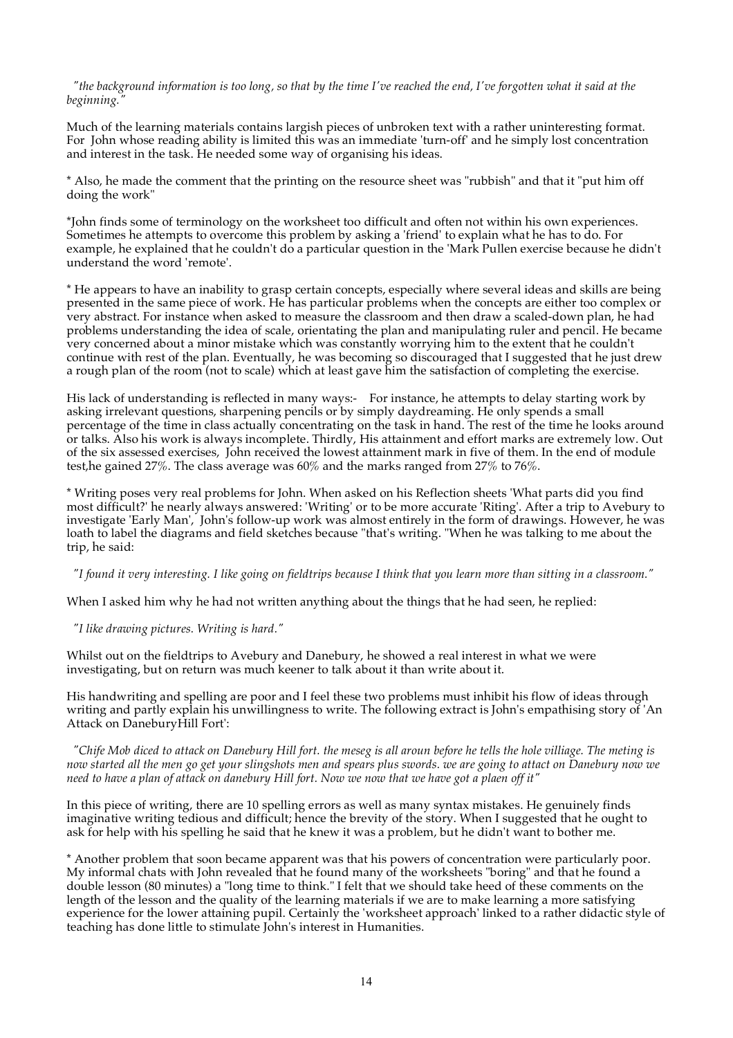*"the background information is too long, so that by the time I've reached the end, I've forgotten what it said at the beginning."*

Much of the learning materials contains largish pieces of unbroken text with a rather uninteresting format. For John whose reading ability is limited this was an immediate 'turn-off' and he simply lost concentration and interest in the task. He needed some way of organising his ideas.

* Also, he made the comment that the printing on the resource sheet was "rubbish" and that it "put him off doing the work"

*John finds some of terminology on the worksheet too difficult and often not within his own experiences. Sometimes he attempts to overcome this problem by asking a 'friend' to explain what he has to do. For example, he explained that he couldn't do a particular question in the 'Mark Pullen exercise because he didn't understand the word 'remote'.

* He appears to have an inability to grasp certain concepts, especially where several ideas and skills are being presented in the same piece of work. He has particular problems when the concepts are either too complex or very abstract. For instance when asked to measure the classroom and then draw a scaled-down plan, he had problems understanding the idea of scale, orientating the plan and manipulating ruler and pencil. He became very concerned about a minor mistake which was constantly worrying him to the extent that he couldn't continue with rest of the plan. Eventually, he was becoming so discouraged that I suggested that he just drew a rough plan of the room (not to scale) which at least gave him the satisfaction of completing the exercise.

His lack of understanding is reflected in many ways:- For instance, he attempts to delay starting work by asking irrelevant questions, sharpening pencils or by simply daydreaming. He only spends a small percentage of the time in class actually concentrating on the task in hand. The rest of the time he looks around or talks. Also his work is always incomplete. Thirdly, His attainment and effort marks are extremely low. Out of the six assessed exercises, John received the lowest attainment mark in five of them. In the end of module test,he gained 27%. The class average was 60% and the marks ranged from 27% to 76%.

* Writing poses very real problems for John. When asked on his Reflection sheets 'What parts did you find most difficult?' he nearly always answered: 'Writing' or to be more accurate 'Riting'. After a trip to Avebury to investigate 'Early Man', John's follow-up work was almost entirely in the form of drawings. However, he was loath to label the diagrams and field sketches because "that's writing. "When he was talking to me about the trip, he said:

*"I found it very interesting. I like going on fieldtrips because I think that you learn more than sitting in a classroom."*

When I asked him why he had not written anything about the things that he had seen, he replied:

*"I like drawing pictures. Writing is hard."*

Whilst out on the fieldtrips to Avebury and Danebury, he showed a real interest in what we were investigating, but on return was much keener to talk about it than write about it.

His handwriting and spelling are poor and I feel these two problems must inhibit his flow of ideas through writing and partly explain his unwillingness to write. The following extract is John's empathising story of 'An Attack on DaneburyHill Fort':

*"Chife Mob diced to attack on Danebury Hill fort. the meseg is all aroun before he tells the hole villiage. The meting is now started all the men go get your slingshots men and spears plus swords. we are going to attact on Danebury now we need to have a plan of attack on danebury Hill fort. Now we now that we have got a plaen off it"*

In this piece of writing, there are 10 spelling errors as well as many syntax mistakes. He genuinely finds imaginative writing tedious and difficult; hence the brevity of the story. When I suggested that he ought to ask for help with his spelling he said that he knew it was a problem, but he didn't want to bother me.

* Another problem that soon became apparent was that his powers of concentration were particularly poor. My informal chats with John revealed that he found many of the worksheets "boring" and that he found a double lesson (80 minutes) a "long time to think." I felt that we should take heed of these comments on the length of the lesson and the quality of the learning materials if we are to make learning a more satisfying experience for the lower attaining pupil. Certainly the 'worksheet approach' linked to a rather didactic style of teaching has done little to stimulate John's interest in Humanities.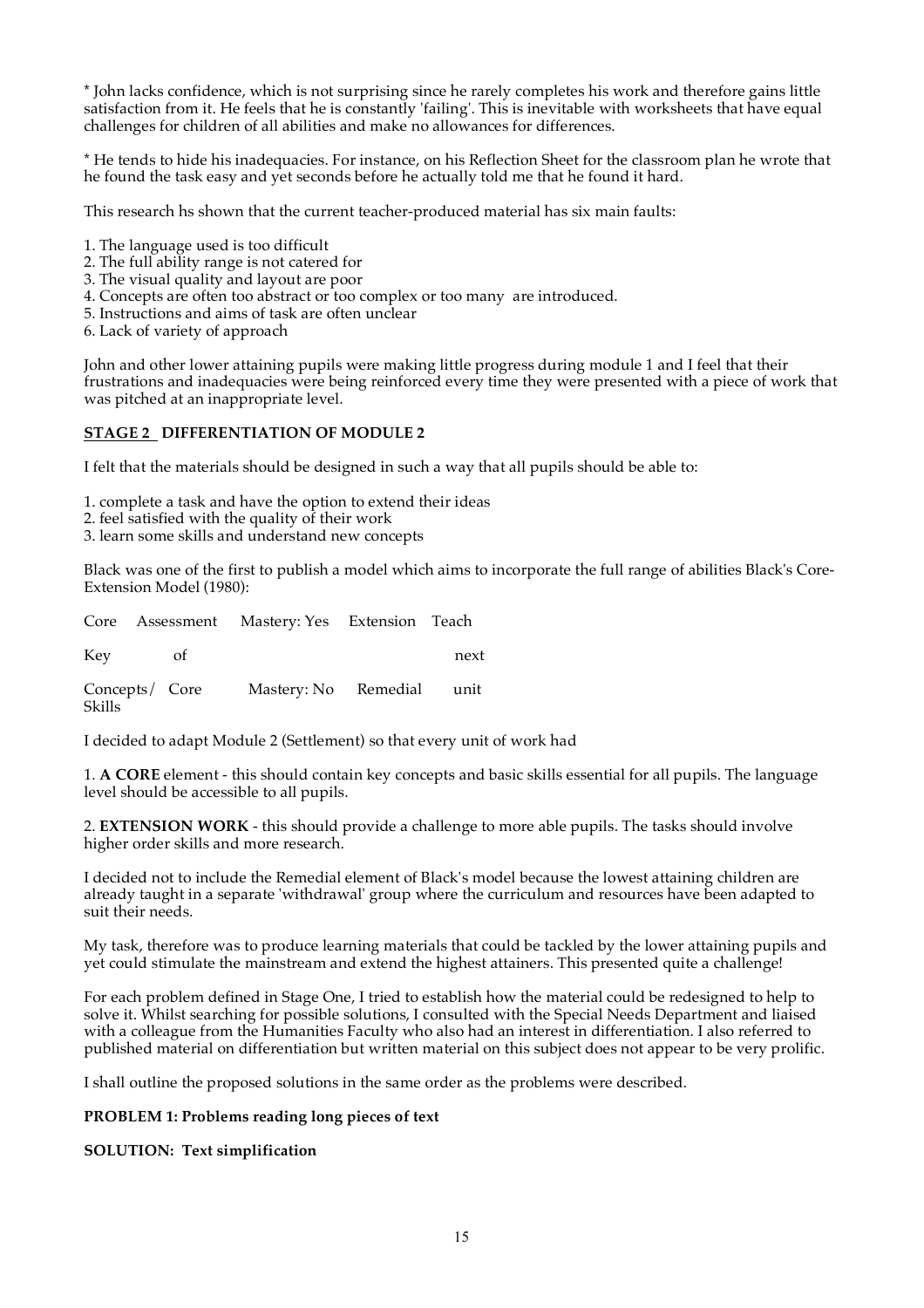* John lacks confidence, which is not surprising since he rarely completes his work and therefore gains little satisfaction from it. He feels that he is constantly 'failing'. This is inevitable with worksheets that have equal challenges for children of all abilities and make no allowances for differences.

* He tends to hide his inadequacies. For instance, on his Reflection Sheet for the classroom plan he wrote that he found the task easy and yet seconds before he actually told me that he found it hard.

This research hs shown that the current teacher-produced material has six main faults:

1. The language used is too difficult
2. The full ability range is not catered for
3. The visual quality and layout are poor
4. Concepts are often too abstract or too complex or too many are introduced.
5. Instructions and aims of task are often unclear
6. Lack of variety of approach

John and other lower attaining pupils were making little progress during module 1 and I feel that their frustrations and inadequacies were being reinforced every time they were presented with a piece of work that was pitched at an inappropriate level.

## STAGE 2 DIFFERENTIATION OF MODULE 2

I felt that the materials should be designed in such a way that all pupils should be able to:

1. complete a task and have the option to extend their ideas
2. feel satisfied with the quality of their work
3. learn some skills and understand new concepts

Black was one of the first to publish a model which aims to incorporate the full range of abilities Black's Core-Extension Model (1980):

| Core | Assessment | Mastery: Yes | Extension | Teach |
|---|---|---|---|---|
| Key | of | | | next |
| Concepts/ Skills | Core | Mastery: No | Remedial | unit |

I decided to adapt Module 2 (Settlement) so that every unit of work had

1. **A CORE** element - this should contain key concepts and basic skills essential for all pupils. The language level should be accessible to all pupils.

2. **EXTENSION WORK** - this should provide a challenge to more able pupils. The tasks should involve higher order skills and more research.

I decided not to include the Remedial element of Black's model because the lowest attaining children are already taught in a separate 'withdrawal' group where the curriculum and resources have been adapted to suit their needs.

My task, therefore was to produce learning materials that could be tackled by the lower attaining pupils and yet could stimulate the mainstream and extend the highest attainers. This presented quite a challenge!

For each problem defined in Stage One, I tried to establish how the material could be redesigned to help to solve it. Whilst searching for possible solutions, I consulted with the Special Needs Department and liaised with a colleague from the Humanities Faculty who also had an interest in differentiation. I also referred to published material on differentiation but written material on this subject does not appear to be very prolific.

I shall outline the proposed solutions in the same order as the problems were described.

**PROBLEM 1: Problems reading long pieces of text**

**SOLUTION: Text simplification**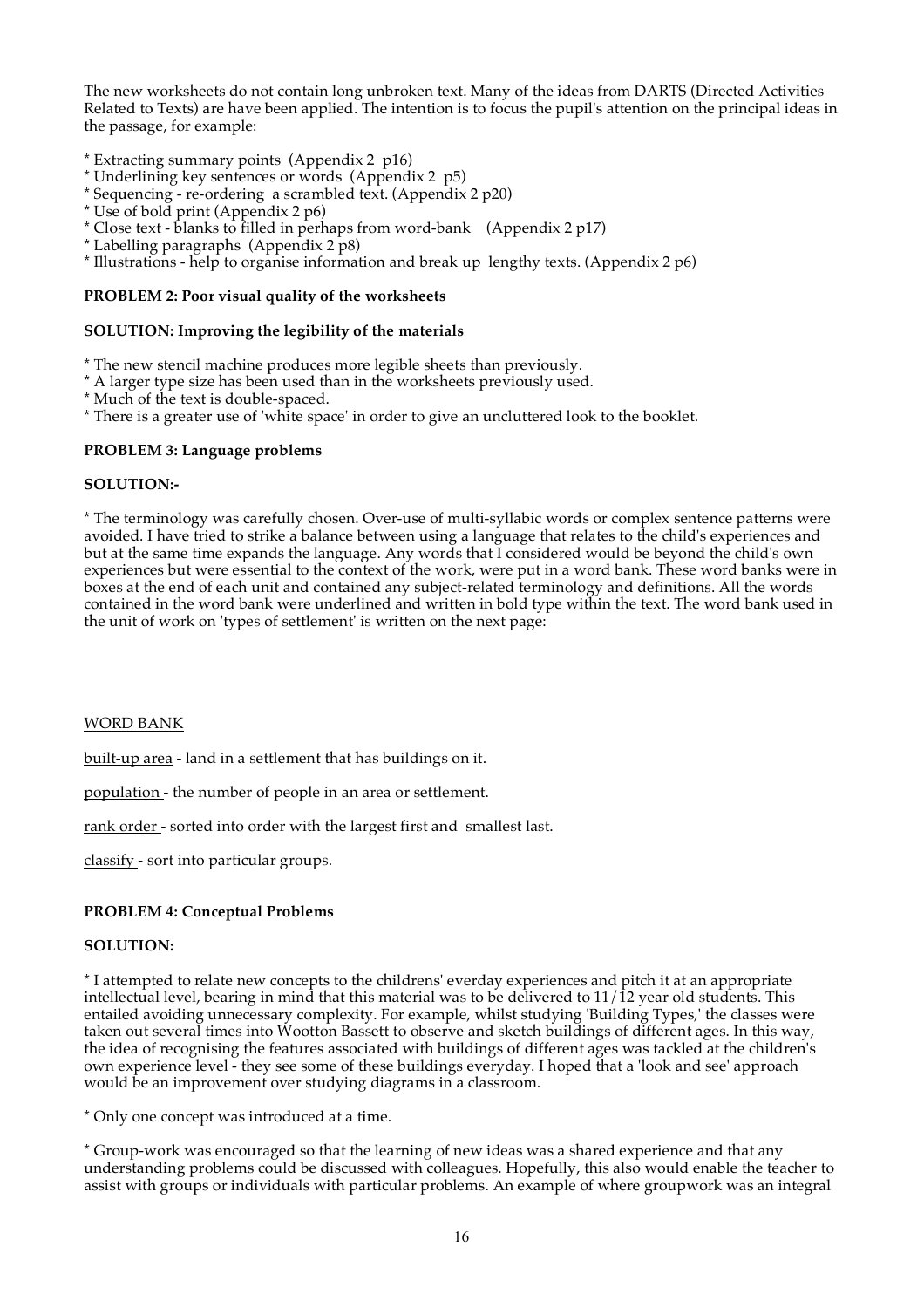The new worksheets do not contain long unbroken text. Many of the ideas from DARTS (Directed Activities Related to Texts) are have been applied. The intention is to focus the pupil's attention on the principal ideas in the passage, for example:

* Extracting summary points (Appendix 2 p16)
* Underlining key sentences or words (Appendix 2 p5)
* Sequencing - re-ordering a scrambled text. (Appendix 2 p20)
* Use of bold print (Appendix 2 p6)
* Close text - blanks to filled in perhaps from word-bank (Appendix 2 p17)
* Labelling paragraphs (Appendix 2 p8)
* Illustrations - help to organise information and break up lengthy texts. (Appendix 2 p6)

**PROBLEM 2: Poor visual quality of the worksheets**

**SOLUTION: Improving the legibility of the materials**

* The new stencil machine produces more legible sheets than previously.
* A larger type size has been used than in the worksheets previously used.
* Much of the text is double-spaced.
* There is a greater use of 'white space' in order to give an uncluttered look to the booklet.

**PROBLEM 3: Language problems**

**SOLUTION:-**

* The terminology was carefully chosen. Over-use of multi-syllabic words or complex sentence patterns were avoided. I have tried to strike a balance between using a language that relates to the child's experiences and but at the same time expands the language. Any words that I considered would be beyond the child's own experiences but were essential to the context of the work, were put in a word bank. These word banks were in boxes at the end of each unit and contained any subject-related terminology and definitions. All the words contained in the word bank were underlined and written in bold type within the text. The word bank used in the unit of work on 'types of settlement' is written on the next page:

<u>WORD BANK</u>

<u>built-up area</u> - land in a settlement that has buildings on it.

<u>population</u> - the number of people in an area or settlement.

<u>rank order</u> - sorted into order with the largest first and smallest last.

<u>classify</u> - sort into particular groups.

**PROBLEM 4: Conceptual Problems**

**SOLUTION:**

* I attempted to relate new concepts to the childrens' everday experiences and pitch it at an appropriate intellectual level, bearing in mind that this material was to be delivered to 11/12 year old students. This entailed avoiding unnecessary complexity. For example, whilst studying 'Building Types,' the classes were taken out several times into Wootton Bassett to observe and sketch buildings of different ages. In this way, the idea of recognising the features associated with buildings of different ages was tackled at the children's own experience level - they see some of these buildings everyday. I hoped that a 'look and see' approach would be an improvement over studying diagrams in a classroom.

* Only one concept was introduced at a time.

* Group-work was encouraged so that the learning of new ideas was a shared experience and that any understanding problems could be discussed with colleagues. Hopefully, this also would enable the teacher to assist with groups or individuals with particular problems. An example of where groupwork was an integral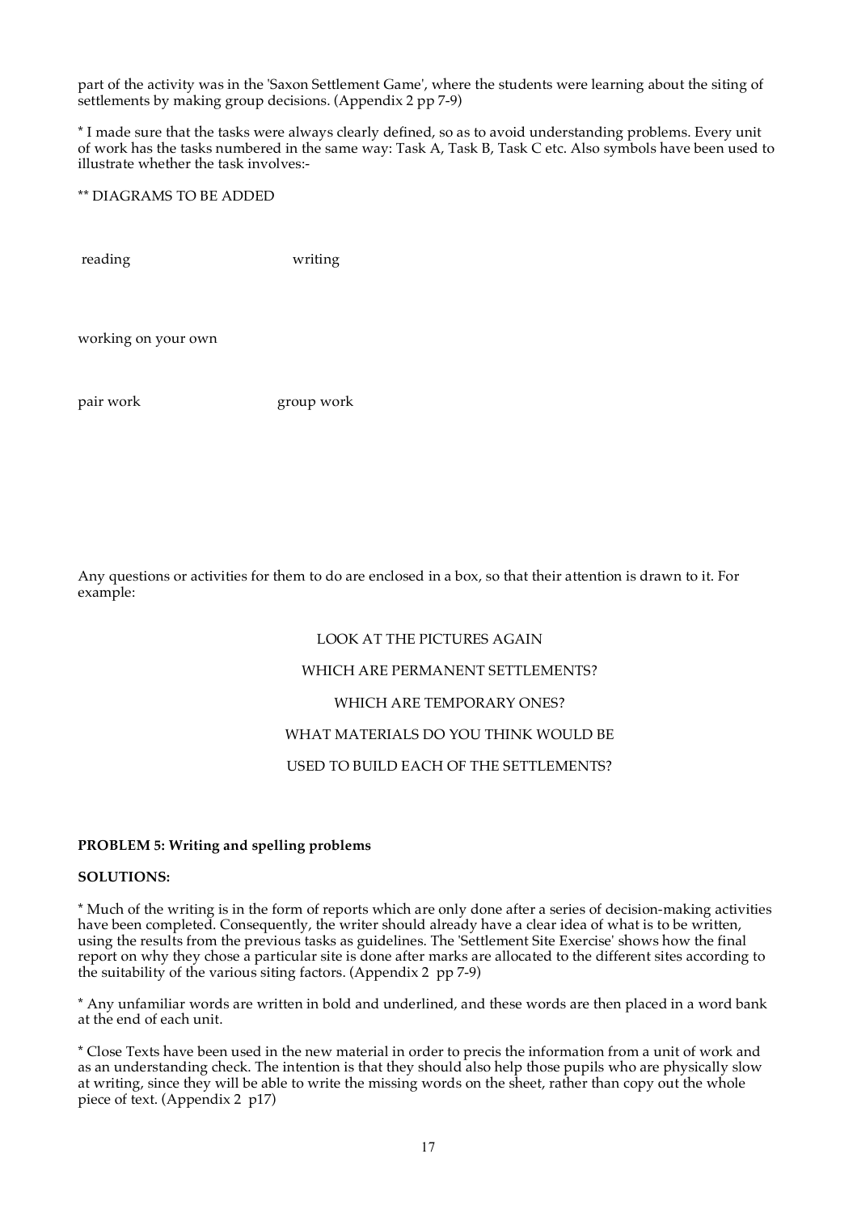part of the activity was in the 'Saxon Settlement Game', where the students were learning about the siting of settlements by making group decisions. (Appendix 2 pp 7-9)

* I made sure that the tasks were always clearly defined, so as to avoid understanding problems. Every unit of work has the tasks numbered in the same way: Task A, Task B, Task C etc. Also symbols have been used to illustrate whether the task involves:-

** DIAGRAMS TO BE ADDED

reading writing

working on your own

pair work group work

Any questions or activities for them to do are enclosed in a box, so that their attention is drawn to it. For example:

LOOK AT THE PICTURES AGAIN

WHICH ARE PERMANENT SETTLEMENTS?

WHICH ARE TEMPORARY ONES?

WHAT MATERIALS DO YOU THINK WOULD BE

USED TO BUILD EACH OF THE SETTLEMENTS?

**PROBLEM 5: Writing and spelling problems**

**SOLUTIONS:**

* Much of the writing is in the form of reports which are only done after a series of decision-making activities have been completed. Consequently, the writer should already have a clear idea of what is to be written, using the results from the previous tasks as guidelines. The 'Settlement Site Exercise' shows how the final report on why they chose a particular site is done after marks are allocated to the different sites according to the suitability of the various siting factors. (Appendix 2 pp 7-9)

* Any unfamiliar words are written in bold and underlined, and these words are then placed in a word bank at the end of each unit.

* Close Texts have been used in the new material in order to precis the information from a unit of work and as an understanding check. The intention is that they should also help those pupils who are physically slow at writing, since they will be able to write the missing words on the sheet, rather than copy out the whole piece of text. (Appendix 2 p17)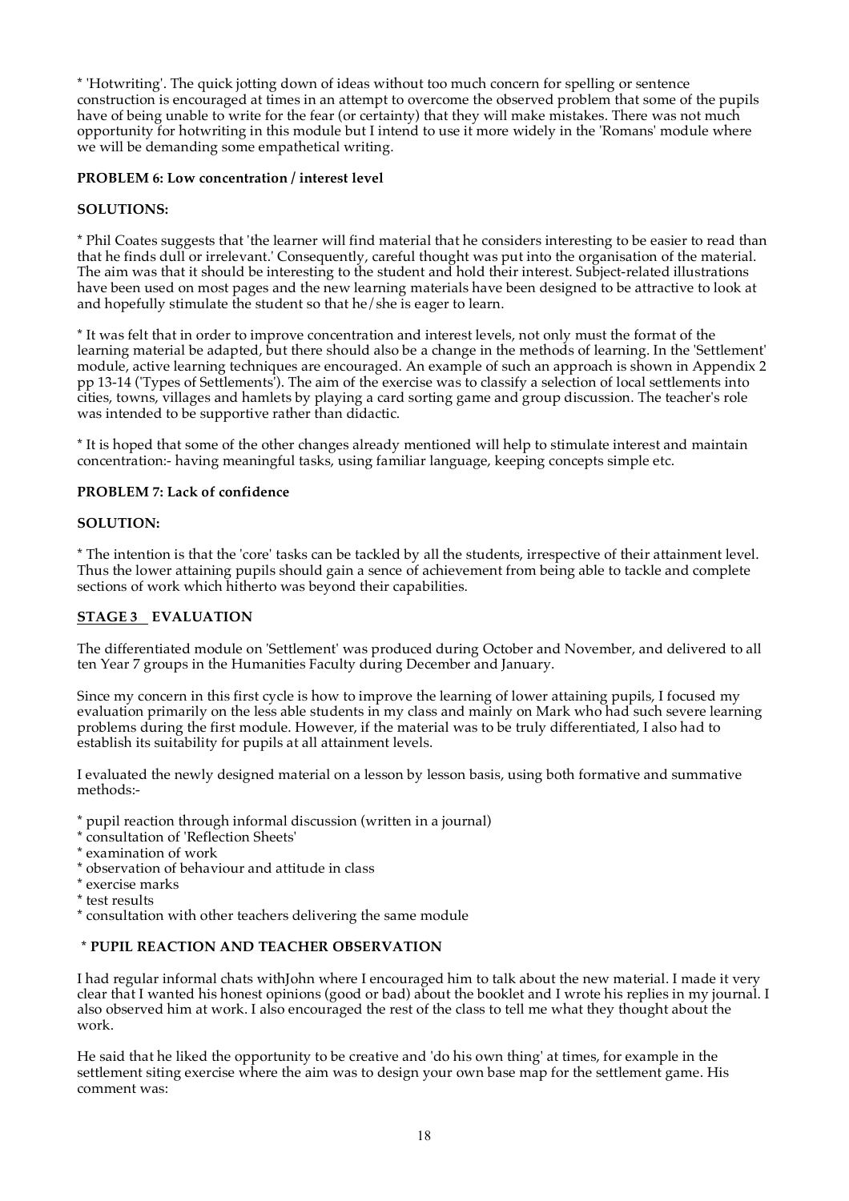* 'Hotwriting'. The quick jotting down of ideas without too much concern for spelling or sentence construction is encouraged at times in an attempt to overcome the observed problem that some of the pupils have of being unable to write for the fear (or certainty) that they will make mistakes. There was not much opportunity for hotwriting in this module but I intend to use it more widely in the 'Romans' module where we will be demanding some empathetical writing.

**PROBLEM 6: Low concentration / interest level**

**SOLUTIONS:**

* Phil Coates suggests that 'the learner will find material that he considers interesting to be easier to read than that he finds dull or irrelevant.' Consequently, careful thought was put into the organisation of the material. The aim was that it should be interesting to the student and hold their interest. Subject-related illustrations have been used on most pages and the new learning materials have been designed to be attractive to look at and hopefully stimulate the student so that he/she is eager to learn.

* It was felt that in order to improve concentration and interest levels, not only must the format of the learning material be adapted, but there should also be a change in the methods of learning. In the 'Settlement' module, active learning techniques are encouraged. An example of such an approach is shown in Appendix 2 pp 13-14 ('Types of Settlements'). The aim of the exercise was to classify a selection of local settlements into cities, towns, villages and hamlets by playing a card sorting game and group discussion. The teacher's role was intended to be supportive rather than didactic.

* It is hoped that some of the other changes already mentioned will help to stimulate interest and maintain concentration:- having meaningful tasks, using familiar language, keeping concepts simple etc.

**PROBLEM 7: Lack of confidence**

**SOLUTION:**

* The intention is that the 'core' tasks can be tackled by all the students, irrespective of their attainment level. Thus the lower attaining pupils should gain a sence of achievement from being able to tackle and complete sections of work which hitherto was beyond their capabilities.

## STAGE 3 EVALUATION

The differentiated module on 'Settlement' was produced during October and November, and delivered to all ten Year 7 groups in the Humanities Faculty during December and January.

Since my concern in this first cycle is how to improve the learning of lower attaining pupils, I focused my evaluation primarily on the less able students in my class and mainly on Mark who had such severe learning problems during the first module. However, if the material was to be truly differentiated, I also had to establish its suitability for pupils at all attainment levels.

I evaluated the newly designed material on a lesson by lesson basis, using both formative and summative methods:-

* pupil reaction through informal discussion (written in a journal)
* consultation of 'Reflection Sheets'
* examination of work
* observation of behaviour and attitude in class
* exercise marks
* test results
* consultation with other teachers delivering the same module

**\* PUPIL REACTION AND TEACHER OBSERVATION**

I had regular informal chats withJohn where I encouraged him to talk about the new material. I made it very clear that I wanted his honest opinions (good or bad) about the booklet and I wrote his replies in my journal. I also observed him at work. I also encouraged the rest of the class to tell me what they thought about the work.

He said that he liked the opportunity to be creative and 'do his own thing' at times, for example in the settlement siting exercise where the aim was to design your own base map for the settlement game. His comment was: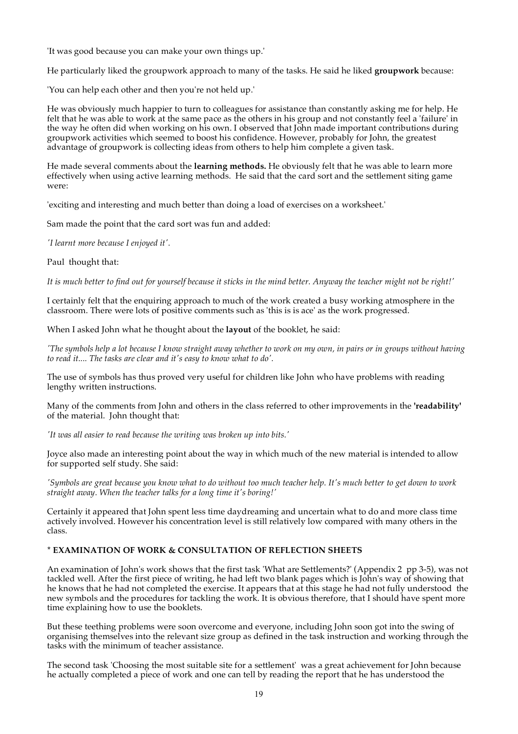'It was good because you can make your own things up.'

He particularly liked the groupwork approach to many of the tasks. He said he liked **groupwork** because:

'You can help each other and then you're not held up.'

He was obviously much happier to turn to colleagues for assistance than constantly asking me for help. He felt that he was able to work at the same pace as the others in his group and not constantly feel a 'failure' in the way he often did when working on his own. I observed that John made important contributions during groupwork activities which seemed to boost his confidence. However, probably for John, the greatest advantage of groupwork is collecting ideas from others to help him complete a given task.

He made several comments about the **learning methods.** He obviously felt that he was able to learn more effectively when using active learning methods. He said that the card sort and the settlement siting game were:

'exciting and interesting and much better than doing a load of exercises on a worksheet.'

Sam made the point that the card sort was fun and added:

*'I learnt more because I enjoyed it'.*

Paul thought that:

*It is much better to find out for yourself because it sticks in the mind better. Anyway the teacher might not be right!'*

I certainly felt that the enquiring approach to much of the work created a busy working atmosphere in the classroom. There were lots of positive comments such as 'this is is ace' as the work progressed.

When I asked John what he thought about the **layout** of the booklet, he said:

*'The symbols help a lot because I know straight away whether to work on my own, in pairs or in groups without having to read it.... The tasks are clear and it's easy to know what to do'.*

The use of symbols has thus proved very useful for children like John who have problems with reading lengthy written instructions.

Many of the comments from John and others in the class referred to other improvements in the **'readability'** of the material. John thought that:

*'It was all easier to read because the writing was broken up into bits.'*

Joyce also made an interesting point about the way in which much of the new material is intended to allow for supported self study. She said:

*'Symbols are great because you know what to do without too much teacher help. It's much better to get down to work straight away. When the teacher talks for a long time it's boring!'*

Certainly it appeared that John spent less time daydreaming and uncertain what to do and more class time actively involved. However his concentration level is still relatively low compared with many others in the class.

**\* EXAMINATION OF WORK & CONSULTATION OF REFLECTION SHEETS**

An examination of John's work shows that the first task 'What are Settlements?' (Appendix 2 pp 3-5), was not tackled well. After the first piece of writing, he had left two blank pages which is John's way of showing that he knows that he had not completed the exercise. It appears that at this stage he had not fully understood the new symbols and the procedures for tackling the work. It is obvious therefore, that I should have spent more time explaining how to use the booklets.

But these teething problems were soon overcome and everyone, including John soon got into the swing of organising themselves into the relevant size group as defined in the task instruction and working through the tasks with the minimum of teacher assistance.

The second task 'Choosing the most suitable site for a settlement' was a great achievement for John because he actually completed a piece of work and one can tell by reading the report that he has understood the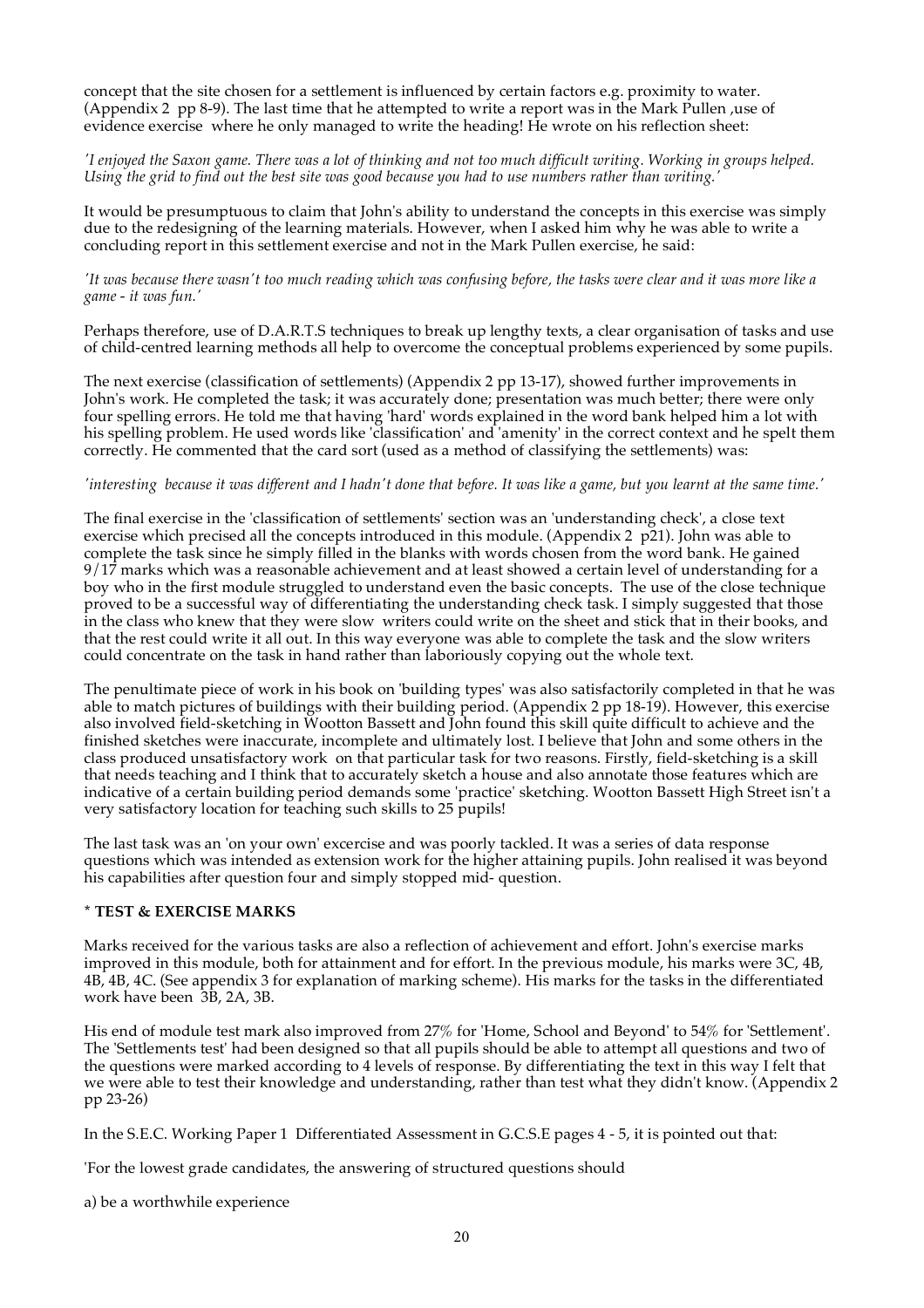concept that the site chosen for a settlement is influenced by certain factors e.g. proximity to water. (Appendix 2 pp 8-9). The last time that he attempted to write a report was in the Mark Pullen ,use of evidence exercise where he only managed to write the heading! He wrote on his reflection sheet:

*'I enjoyed the Saxon game. There was a lot of thinking and not too much difficult writing. Working in groups helped. Using the grid to find out the best site was good because you had to use numbers rather than writing.'*

It would be presumptuous to claim that John's ability to understand the concepts in this exercise was simply due to the redesigning of the learning materials. However, when I asked him why he was able to write a concluding report in this settlement exercise and not in the Mark Pullen exercise, he said:

*'It was because there wasn't too much reading which was confusing before, the tasks were clear and it was more like a game - it was fun.'*

Perhaps therefore, use of D.A.R.T.S techniques to break up lengthy texts, a clear organisation of tasks and use of child-centred learning methods all help to overcome the conceptual problems experienced by some pupils.

The next exercise (classification of settlements) (Appendix 2 pp 13-17), showed further improvements in John's work. He completed the task; it was accurately done; presentation was much better; there were only four spelling errors. He told me that having 'hard' words explained in the word bank helped him a lot with his spelling problem. He used words like 'classification' and 'amenity' in the correct context and he spelt them correctly. He commented that the card sort (used as a method of classifying the settlements) was:

*'interesting because it was different and I hadn't done that before. It was like a game, but you learnt at the same time.'*

The final exercise in the 'classification of settlements' section was an 'understanding check', a close text exercise which precised all the concepts introduced in this module. (Appendix 2 p21). John was able to complete the task since he simply filled in the blanks with words chosen from the word bank. He gained 9/17 marks which was a reasonable achievement and at least showed a certain level of understanding for a boy who in the first module struggled to understand even the basic concepts. The use of the close technique proved to be a successful way of differentiating the understanding check task. I simply suggested that those in the class who knew that they were slow writers could write on the sheet and stick that in their books, and that the rest could write it all out. In this way everyone was able to complete the task and the slow writers could concentrate on the task in hand rather than laboriously copying out the whole text.

The penultimate piece of work in his book on 'building types' was also satisfactorily completed in that he was able to match pictures of buildings with their building period. (Appendix 2 pp 18-19). However, this exercise also involved field-sketching in Wootton Bassett and John found this skill quite difficult to achieve and the finished sketches were inaccurate, incomplete and ultimately lost. I believe that John and some others in the class produced unsatisfactory work on that particular task for two reasons. Firstly, field-sketching is a skill that needs teaching and I think that to accurately sketch a house and also annotate those features which are indicative of a certain building period demands some 'practice' sketching. Wootton Bassett High Street isn't a very satisfactory location for teaching such skills to 25 pupils!

The last task was an 'on your own' excercise and was poorly tackled. It was a series of data response questions which was intended as extension work for the higher attaining pupils. John realised it was beyond his capabilities after question four and simply stopped mid- question.

**\* TEST & EXERCISE MARKS**

Marks received for the various tasks are also a reflection of achievement and effort. John's exercise marks improved in this module, both for attainment and for effort. In the previous module, his marks were 3C, 4B, 4B, 4B, 4C. (See appendix 3 for explanation of marking scheme). His marks for the tasks in the differentiated work have been 3B, 2A, 3B.

His end of module test mark also improved from 27% for 'Home, School and Beyond' to 54% for 'Settlement'. The 'Settlements test' had been designed so that all pupils should be able to attempt all questions and two of the questions were marked according to 4 levels of response. By differentiating the text in this way I felt that we were able to test their knowledge and understanding, rather than test what they didn't know. (Appendix 2 pp 23-26)

In the S.E.C. Working Paper 1 Differentiated Assessment in G.C.S.E pages 4 - 5, it is pointed out that:

'For the lowest grade candidates, the answering of structured questions should

a) be a worthwhile experience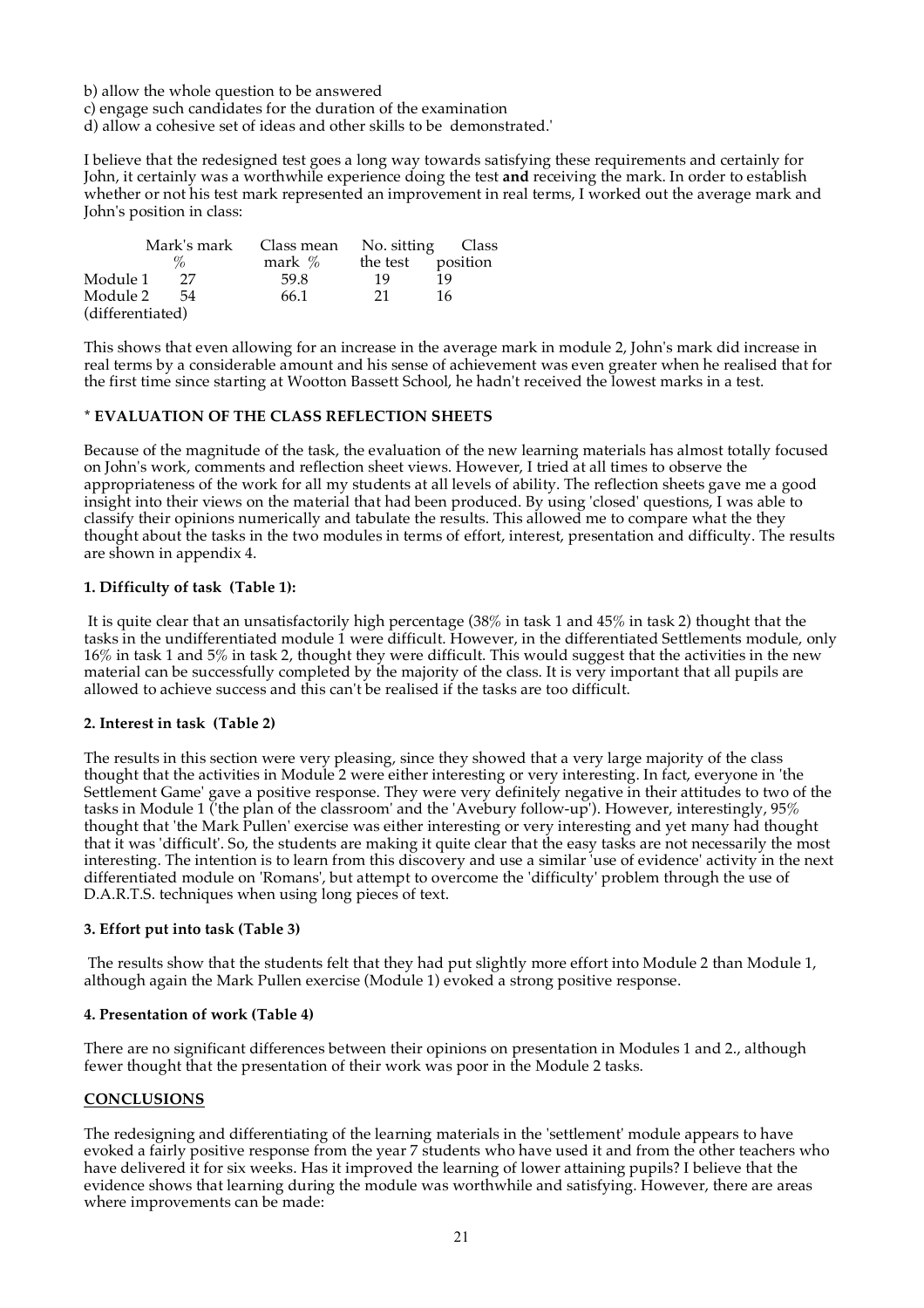b) allow the whole question to be answered
c) engage such candidates for the duration of the examination
d) allow a cohesive set of ideas and other skills to be demonstrated.'

I believe that the redesigned test goes a long way towards satisfying these requirements and certainly for John, it certainly was a worthwhile experience doing the test **and** receiving the mark. In order to establish whether or not his test mark represented an improvement in real terms, I worked out the average mark and John's position in class:

| | Mark's mark % | Class mean mark % | No. sitting the test | Class position |
|---|---|---|---|---|
| Module 1 | 27 | 59.8 | 19 | 19 |
| Module 2 (differentiated) | 54 | 66.1 | 21 | 16 |

This shows that even allowing for an increase in the average mark in module 2, John's mark did increase in real terms by a considerable amount and his sense of achievement was even greater when he realised that for the first time since starting at Wootton Bassett School, he hadn't received the lowest marks in a test.

### * EVALUATION OF THE CLASS REFLECTION SHEETS

Because of the magnitude of the task, the evaluation of the new learning materials has almost totally focused on John's work, comments and reflection sheet views. However, I tried at all times to observe the appropriateness of the work for all my students at all levels of ability. The reflection sheets gave me a good insight into their views on the material that had been produced. By using 'closed' questions, I was able to classify their opinions numerically and tabulate the results. This allowed me to compare what the they thought about the tasks in the two modules in terms of effort, interest, presentation and difficulty. The results are shown in appendix 4.

#### 1. Difficulty of task (Table 1):

It is quite clear that an unsatisfactorily high percentage (38% in task 1 and 45% in task 2) thought that the tasks in the undifferentiated module 1 were difficult. However, in the differentiated Settlements module, only 16% in task 1 and 5% in task 2, thought they were difficult. This would suggest that the activities in the new material can be successfully completed by the majority of the class. It is very important that all pupils are allowed to achieve success and this can't be realised if the tasks are too difficult.

#### 2. Interest in task (Table 2)

The results in this section were very pleasing, since they showed that a very large majority of the class thought that the activities in Module 2 were either interesting or very interesting. In fact, everyone in 'the Settlement Game' gave a positive response. They were very definitely negative in their attitudes to two of the tasks in Module 1 ('the plan of the classroom' and the 'Avebury follow-up'). However, interestingly, 95% thought that 'the Mark Pullen' exercise was either interesting or very interesting and yet many had thought that it was 'difficult'. So, the students are making it quite clear that the easy tasks are not necessarily the most interesting. The intention is to learn from this discovery and use a similar 'use of evidence' activity in the next differentiated module on 'Romans', but attempt to overcome the 'difficulty' problem through the use of D.A.R.T.S. techniques when using long pieces of text.

#### 3. Effort put into task (Table 3)

The results show that the students felt that they had put slightly more effort into Module 2 than Module 1, although again the Mark Pullen exercise (Module 1) evoked a strong positive response.

#### 4. Presentation of work (Table 4)

There are no significant differences between their opinions on presentation in Modules 1 and 2., although fewer thought that the presentation of their work was poor in the Module 2 tasks.

## CONCLUSIONS

The redesigning and differentiating of the learning materials in the 'settlement' module appears to have evoked a fairly positive response from the year 7 students who have used it and from the other teachers who have delivered it for six weeks. Has it improved the learning of lower attaining pupils? I believe that the evidence shows that learning during the module was worthwhile and satisfying. However, there are areas where improvements can be made: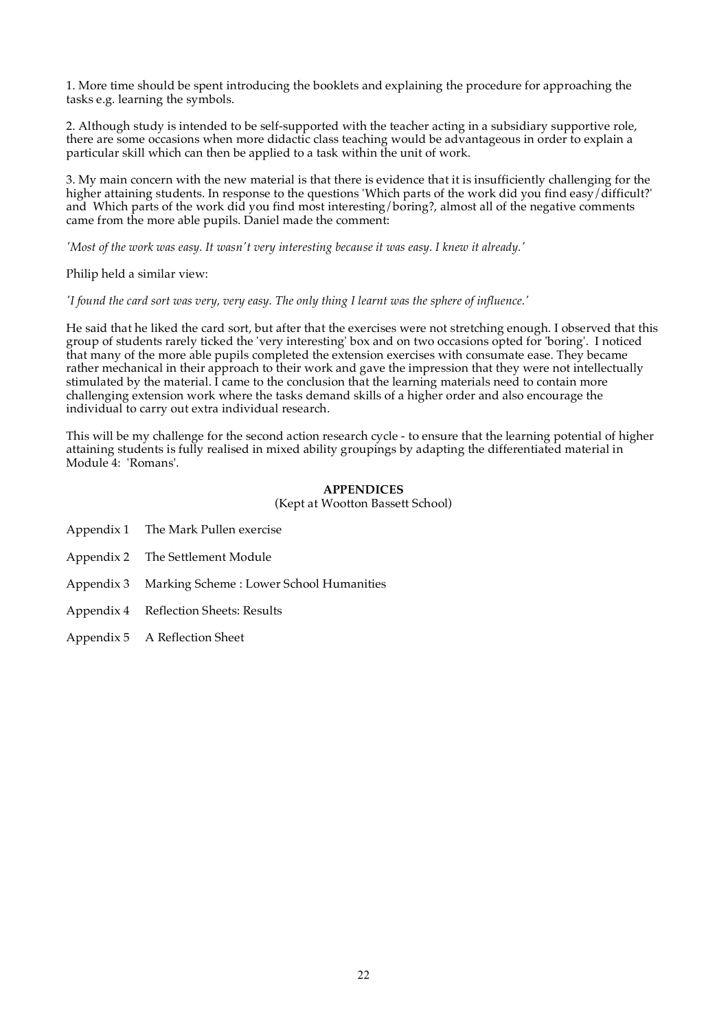1. More time should be spent introducing the booklets and explaining the procedure for approaching the tasks e.g. learning the symbols.

2. Although study is intended to be self-supported with the teacher acting in a subsidiary supportive role, there are some occasions when more didactic class teaching would be advantageous in order to explain a particular skill which can then be applied to a task within the unit of work.

3. My main concern with the new material is that there is evidence that it is insufficiently challenging for the higher attaining students. In response to the questions 'Which parts of the work did you find easy/difficult?' and Which parts of the work did you find most interesting/boring?, almost all of the negative comments came from the more able pupils. Daniel made the comment:

*'Most of the work was easy. It wasn't very interesting because it was easy. I knew it already.'*

Philip held a similar view:

*'I found the card sort was very, very easy. The only thing I learnt was the sphere of influence.'*

He said that he liked the card sort, but after that the exercises were not stretching enough. I observed that this group of students rarely ticked the 'very interesting' box and on two occasions opted for 'boring'. I noticed that many of the more able pupils completed the extension exercises with consumate ease. They became rather mechanical in their approach to their work and gave the impression that they were not intellectually stimulated by the material. I came to the conclusion that the learning materials need to contain more challenging extension work where the tasks demand skills of a higher order and also encourage the individual to carry out extra individual research.

This will be my challenge for the second action research cycle - to ensure that the learning potential of higher attaining students is fully realised in mixed ability groupings by adapting the differentiated material in Module 4: 'Romans'.

**APPENDICES**

(Kept at Wootton Bassett School)

Appendix 1 The Mark Pullen exercise

Appendix 2 The Settlement Module

Appendix 3 Marking Scheme : Lower School Humanities

Appendix 4 Reflection Sheets: Results

Appendix 5 A Reflection Sheet